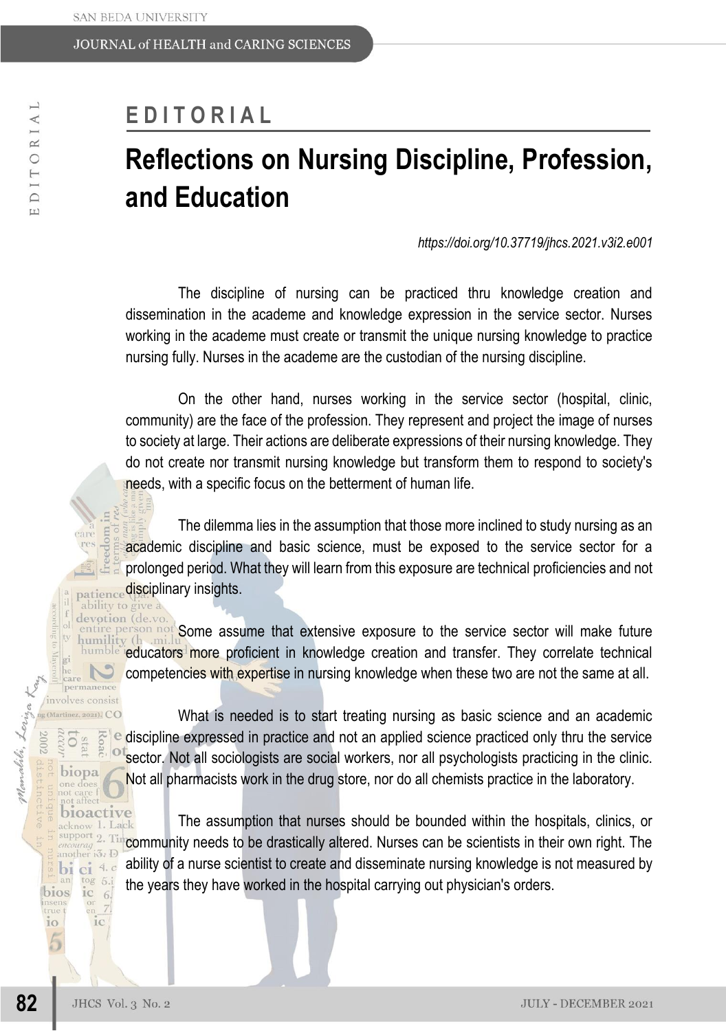# EDITORIAL

# Reflections on Nursing Discipline, Profession, and Education

*https://doi.org/10.37719/jhcs.2021.v3i2.e001*

The discipline of nursing can be practiced thru knowledge creation and dissemination in the academe and knowledge expression in the service sector. Nurses working in the academe must create or transmit the unique nursing knowledge to practice nursing fully. Nurses in the academe are the custodian of the nursing discipline.

On the other hand, nurses working in the service sector (hospital, clinic, community) are the face of the profession. They represent and project the image of nurses to society at large. Their actions are deliberate expressions of their nursing knowledge. They do not create nor transmit nursing knowledge but transform them to respond to society's needs, with a specific focus on the betterment of human life.

The dilemma lies in the assumption that those more inclined to study nursing as an academic discipline and basic science, must be exposed to the service sector for a prolonged period. What they will learn from this exposure are technical proficiencies and not disciplinary insights.

Some assume that extensive exposure to the service sector will make future educators more proficient in knowledge creation and transfer. They correlate technical competencies with expertise in nursing knowledge when these two are not the same at all.

What is needed is to start treating nursing as basic science and an academic discipline expressed in practice and not an applied science practiced only thru the service sector. Not all sociologists are social workers, nor all psychologists practicing in the clinic. Not all pharmacists work in the drug store, nor do all chemists practice in the laboratory.

The assumption that nurses should be bounded within the hospitals, clinics, or community needs to be drastically altered. Nurses can be scientists in their own right. The ability of a nurse scientist to create and disseminate nursing knowledge is not measured by the years they have worked in the hospital carrying out physician's orders.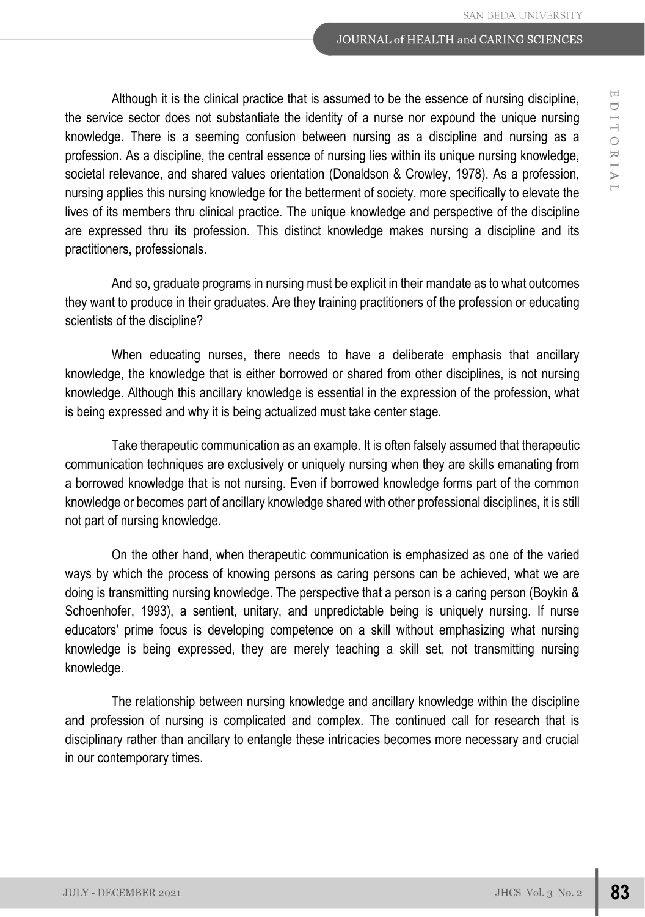Although it is the clinical practice that is assumed to be the essence of nursing discipline, the service sector does not substantiate the identity of a nurse nor expound the unique nursing knowledge. There is a seeming confusion between nursing as a discipline and nursing as a profession. As a discipline, the central essence of nursing lies within its unique nursing knowledge, societal relevance, and shared values orientation (Donaldson & Crowley, 1978). As a profession, nursing applies this nursing knowledge for the betterment of society, more specifically to elevate the lives of its members thru clinical practice. The unique knowledge and perspective of the discipline are expressed thru its profession. This distinct knowledge makes nursing a discipline and its practitioners, professionals.

And so, graduate programs in nursing must be explicit in their mandate as to what outcomes they want to produce in their graduates. Are they training practitioners of the profession or educating scientists of the discipline?

When educating nurses, there needs to have a deliberate emphasis that ancillary knowledge, the knowledge that is either borrowed or shared from other disciplines, is not nursing knowledge. Although this ancillary knowledge is essential in the expression of the profession, what is being expressed and why it is being actualized must take center stage.

Take therapeutic communication as an example. It is often falsely assumed that therapeutic communication techniques are exclusively or uniquely nursing when they are skills emanating from a borrowed knowledge that is not nursing. Even if borrowed knowledge forms part of the common knowledge or becomes part of ancillary knowledge shared with other professional disciplines, it is still not part of nursing knowledge.

On the other hand, when therapeutic communication is emphasized as one of the varied ways by which the process of knowing persons as caring persons can be achieved, what we are doing is transmitting nursing knowledge. The perspective that a person is a caring person (Boykin & Schoenhofer, 1993), a sentient, unitary, and unpredictable being is uniquely nursing. If nurse educators' prime focus is developing competence on a skill without emphasizing what nursing knowledge is being expressed, they are merely teaching a skill set, not transmitting nursing knowledge.

The relationship between nursing knowledge and ancillary knowledge within the discipline and profession of nursing is complicated and complex. The continued call for research that is disciplinary rather than ancillary to entangle these intricacies becomes more necessary and crucial in our contemporary times.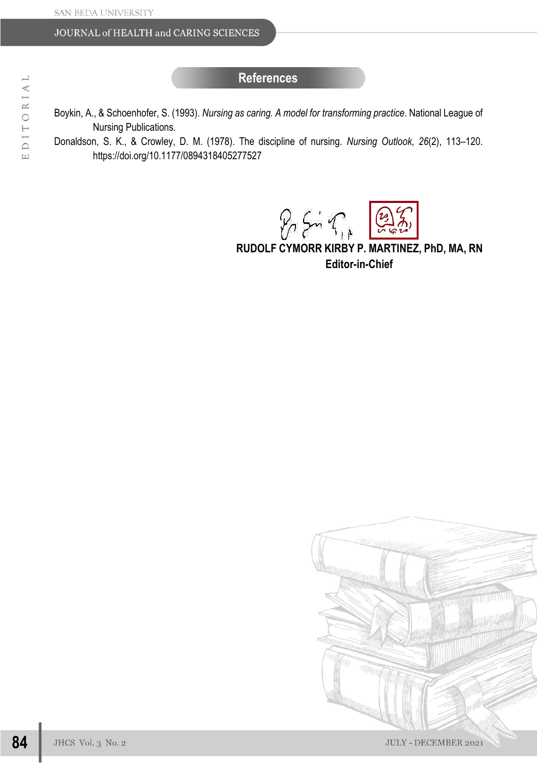## References

Boykin, A., & Schoenhofer, S. (1993). *Nursing as caring. A model for transforming practice*. National League of Nursing Publications.

Donaldson, S. K., & Crowley, D. M. (1978). The discipline of nursing. *Nursing Outlook, 26*(2), 113–120. https://doi.org/10.1177/0894318405277527

**RUDOLF CYMORR KIRBY P. MARTINEZ, PhD, MA, RN**
**Editor-in-Chief**